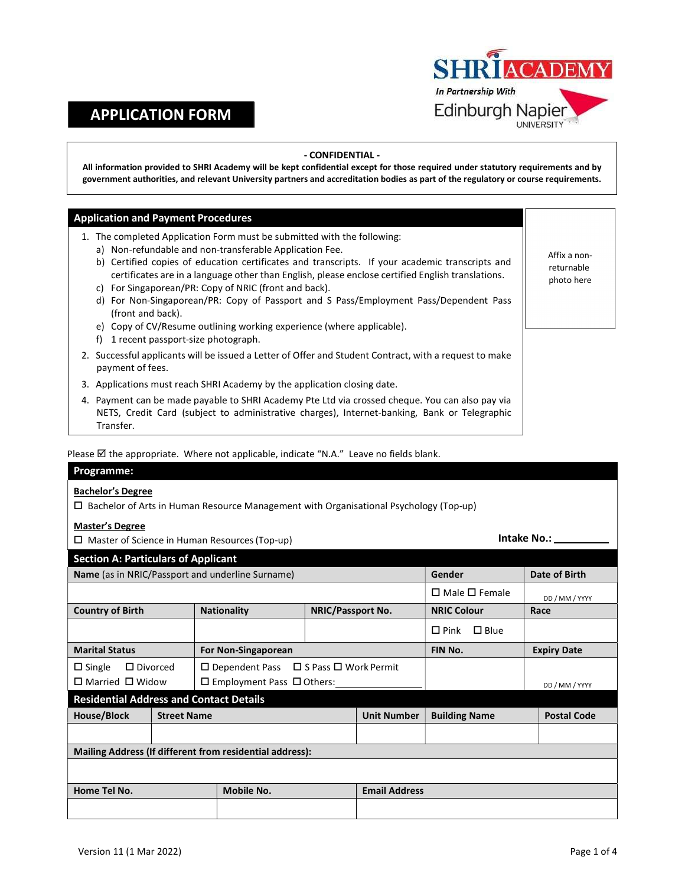SHRI ACADEMY

*In Partnership With*

Edinburgh Napier UNIVERSITY

# APPLICATION FORM

**- CONFIDENTIAL -**

**All information provided to SHRI Academy will be kept confidential except for those required under statutory requirements and by government authorities, and relevant University partners and accreditation bodies as part of the regulatory or course requirements.**

## Application and Payment Procedures

Affix a non-returnable photo here

1. The completed Application Form must be submitted with the following:
   a) Non-refundable and non-transferable Application Fee.
   b) Certified copies of education certificates and transcripts. If your academic transcripts and certificates are in a language other than English, please enclose certified English translations.
   c) For Singaporean/PR: Copy of NRIC (front and back).
   d) For Non-Singaporean/PR: Copy of Passport and S Pass/Employment Pass/Dependent Pass (front and back).
   e) Copy of CV/Resume outlining working experience (where applicable).
   f) 1 recent passport-size photograph.
2. Successful applicants will be issued a Letter of Offer and Student Contract, with a request to make payment of fees.
3. Applications must reach SHRI Academy by the application closing date.
4. Payment can be made payable to SHRI Academy Pte Ltd via crossed cheque. You can also pay via NETS, Credit Card (subject to administrative charges), Internet-banking, Bank or Telegraphic Transfer.

Please ☑ the appropriate. Where not applicable, indicate "N.A." Leave no fields blank.

## Programme:

**Bachelor's Degree**

☐ Bachelor of Arts in Human Resource Management with Organisational Psychology (Top-up)

**Master's Degree**

☐ Master of Science in Human Resources (Top-up)

**Intake No.:** ____________

## Section A: Particulars of Applicant

| **Name** (as in NRIC/Passport and underline Surname) | | | **Gender** | **Date of Birth** |
|---|---|---|---|---|
| | | | ☐ Male ☐ Female | DD / MM / YYYY |
| **Country of Birth** | **Nationality** | **NRIC/Passport No.** | **NRIC Colour** | **Race** |
| | | | ☐ Pink ☐ Blue | |
| **Marital Status** | **For Non-Singaporean** | | **FIN No.** | **Expiry Date** |
| ☐ Single ☐ Divorced ☐ Married ☐ Widow | ☐ Dependent Pass ☐ S Pass ☐ Work Permit ☐ Employment Pass ☐ Others: ____________ | | | DD / MM / YYYY |

## Residential Address and Contact Details

| **House/Block** | **Street Name** | **Unit Number** | **Building Name** | **Postal Code** |
|---|---|---|---|---|
| | | | | |
| **Mailing Address (If different from residential address):** | | | | |
| | | | | |
| **Home Tel No.** | **Mobile No.** | **Email Address** | | |
| | | | | |

Version 11 (1 Mar 2022)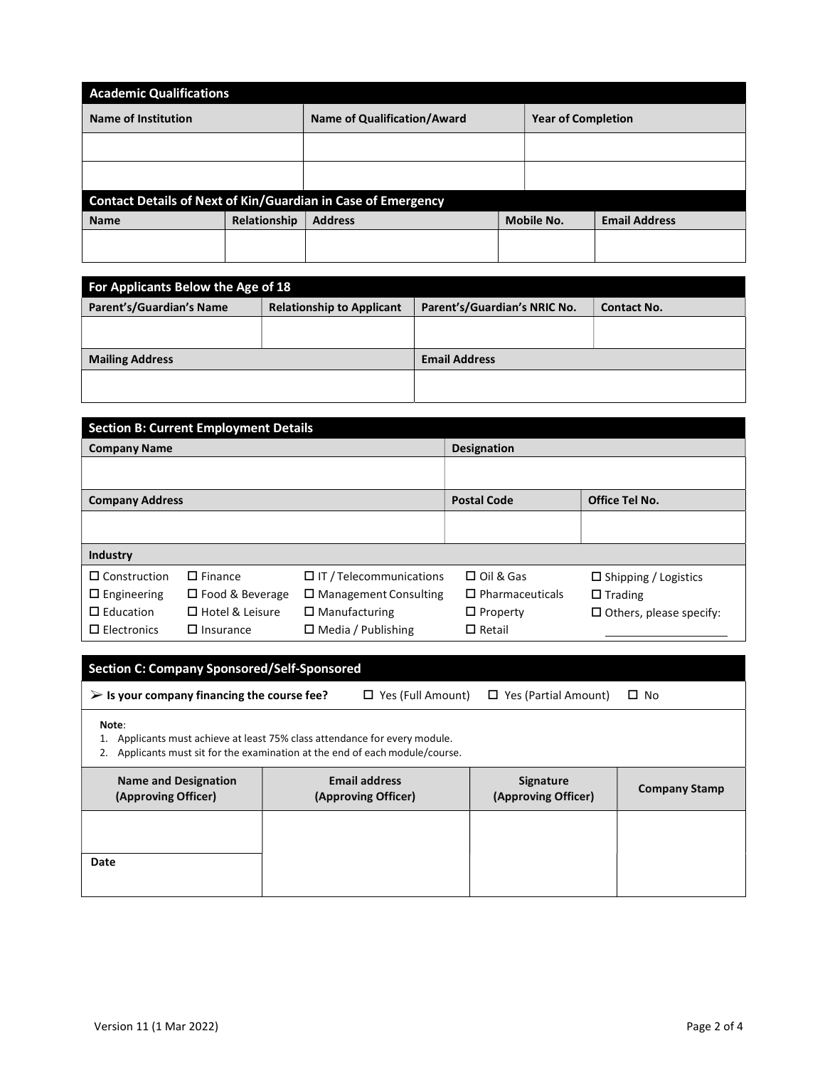## Academic Qualifications

| Name of Institution | Name of Qualification/Award | Year of Completion |
|---|---|---|
| | | |
| | | |

## Contact Details of Next of Kin/Guardian in Case of Emergency

| Name | Relationship | Address | Mobile No. | Email Address |
|---|---|---|---|---|
| | | | | |

## For Applicants Below the Age of 18

| Parent's/Guardian's Name | Relationship to Applicant | Parent's/Guardian's NRIC No. | Contact No. |
|---|---|---|---|
| | | | |

| Mailing Address | Email Address |
|---|---|
| | |

## Section B: Current Employment Details

| Company Name | Designation |
|---|---|
| | |

| Company Address | Postal Code | Office Tel No. |
|---|---|---|
| | | |

**Industry**

| | | | | |
|---|---|---|---|---|
| ☐ Construction | ☐ Finance | ☐ IT / Telecommunications | ☐ Oil & Gas | ☐ Shipping / Logistics |
| ☐ Engineering | ☐ Food & Beverage | ☐ Management Consulting | ☐ Pharmaceuticals | ☐ Trading |
| ☐ Education | ☐ Hotel & Leisure | ☐ Manufacturing | ☐ Property | ☐ Others, please specify: |
| ☐ Electronics | ☐ Insurance | ☐ Media / Publishing | ☐ Retail | ____________________ |

## Section C: Company Sponsored/Self-Sponsored

➢ **Is your company financing the course fee?** ☐ Yes (Full Amount) ☐ Yes (Partial Amount) ☐ No

**Note**:
1. Applicants must achieve at least 75% class attendance for every module.
2. Applicants must sit for the examination at the end of each module/course.

| Name and Designation (Approving Officer) | Email address (Approving Officer) | Signature (Approving Officer) | Company Stamp |
|---|---|---|---|
| | | | |
| Date | | | |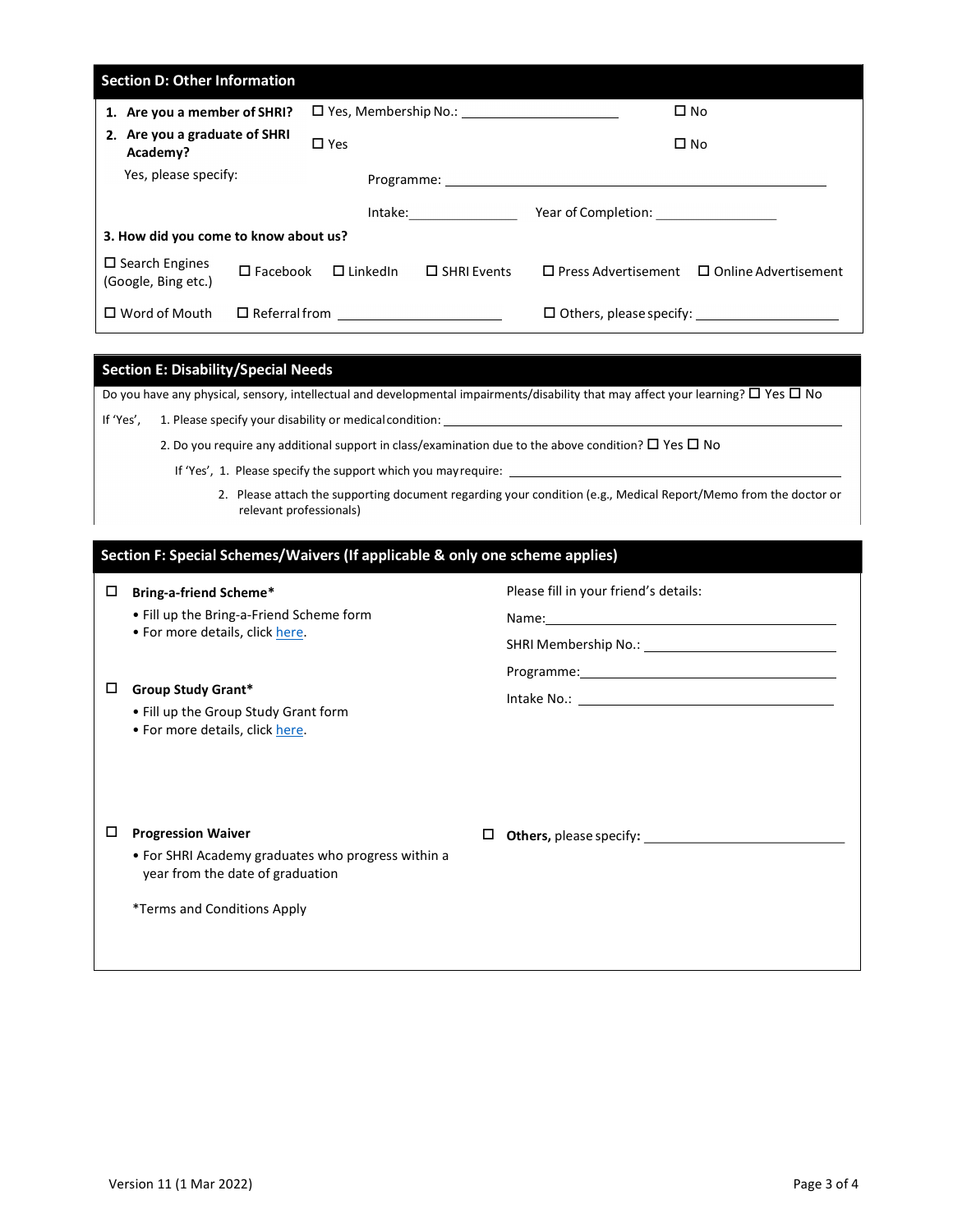## Section D: Other Information

1. **Are you a member of SHRI?** ☐ Yes, Membership No.: ____________________ ☐ No
2. **Are you a graduate of SHRI Academy?** ☐ Yes ☐ No

   Yes, please specify: Programme: ________________________________________________

   Intake: ______________ Year of Completion: ________________

3. **How did you come to know about us?**

☐ Search Engines (Google, Bing etc.) ☐ Facebook ☐ LinkedIn ☐ SHRI Events ☐ Press Advertisement ☐ Online Advertisement

☐ Word of Mouth ☐ Referral from ____________________ ☐ Others, please specify: ____________________

## Section E: Disability/Special Needs

Do you have any physical, sensory, intellectual and developmental impairments/disability that may affect your learning? ☐ Yes ☐ No

If 'Yes',
1. Please specify your disability or medical condition: ________________________________________________
2. Do you require any additional support in class/examination due to the above condition? ☐ Yes ☐ No

   If 'Yes',
   1. Please specify the support which you may require: ________________________________________
   2. Please attach the supporting document regarding your condition (e.g., Medical Report/Memo from the doctor or relevant professionals)

## Section F: Special Schemes/Waivers (If applicable & only one scheme applies)

☐ **Bring-a-friend Scheme***
- Fill up the Bring-a-Friend Scheme form
- For more details, click here.

Please fill in your friend's details:

Name: ________________________________

SHRI Membership No.: ________________________

Programme: ____________________________

Intake No.: ____________________________

☐ **Group Study Grant***
- Fill up the Group Study Grant form
- For more details, click here.

☐ **Progression Waiver**
- For SHRI Academy graduates who progress within a year from the date of graduation

☐ **Others,** please specify: ________________________

*Terms and Conditions Apply

Version 11 (1 Mar 2022)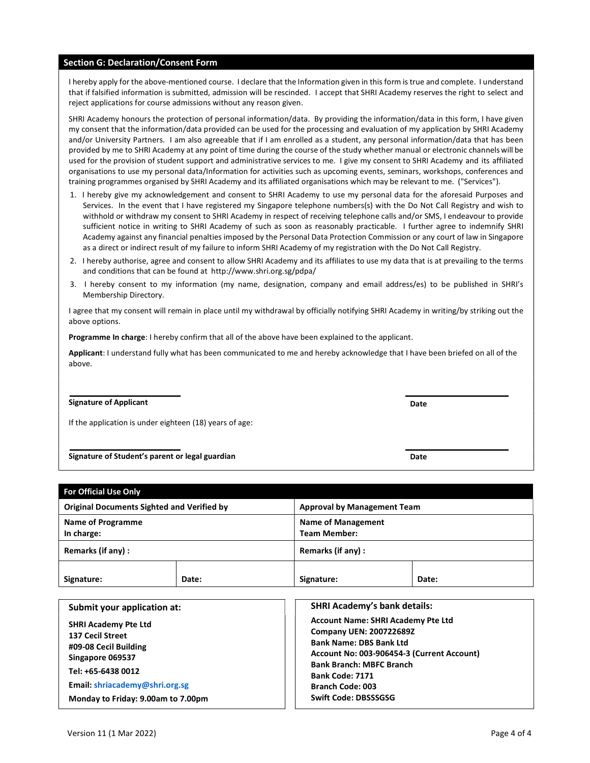## Section G: Declaration/Consent Form

I hereby apply for the above-mentioned course. I declare that the Information given in this form is true and complete. I understand that if falsified information is submitted, admission will be rescinded. I accept that SHRI Academy reserves the right to select and reject applications for course admissions without any reason given.

SHRI Academy honours the protection of personal information/data. By providing the information/data in this form, I have given my consent that the information/data provided can be used for the processing and evaluation of my application by SHRI Academy and/or University Partners. I am also agreeable that if I am enrolled as a student, any personal information/data that has been provided by me to SHRI Academy at any point of time during the course of the study whether manual or electronic channels will be used for the provision of student support and administrative services to me. I give my consent to SHRI Academy and its affiliated organisations to use my personal data/Information for activities such as upcoming events, seminars, workshops, conferences and training programmes organised by SHRI Academy and its affiliated organisations which may be relevant to me. ("Services").

1. I hereby give my acknowledgement and consent to SHRI Academy to use my personal data for the aforesaid Purposes and Services. In the event that I have registered my Singapore telephone numbers(s) with the Do Not Call Registry and wish to withhold or withdraw my consent to SHRI Academy in respect of receiving telephone calls and/or SMS, I endeavour to provide sufficient notice in writing to SHRI Academy of such as soon as reasonably practicable. I further agree to indemnify SHRI Academy against any financial penalties imposed by the Personal Data Protection Commission or any court of law in Singapore as a direct or indirect result of my failure to inform SHRI Academy of my registration with the Do Not Call Registry.
2. I hereby authorise, agree and consent to allow SHRI Academy and its affiliates to use my data that is at prevailing to the terms and conditions that can be found at http://www.shri.org.sg/pdpa/
3. I hereby consent to my information (my name, designation, company and email address/es) to be published in SHRI's Membership Directory.

I agree that my consent will remain in place until my withdrawal by officially notifying SHRI Academy in writing/by striking out the above options.

**Programme In charge**: I hereby confirm that all of the above have been explained to the applicant.

**Applicant**: I understand fully what has been communicated to me and hereby acknowledge that I have been briefed on all of the above.

**Signature of Applicant** ____________________ **Date** ____________________

If the application is under eighteen (18) years of age:

**Signature of Student's parent or legal guardian** ____________________ **Date** ____________________

| **For Official Use Only** | | | |
|---|---|---|---|
| **Original Documents Sighted and Verified by** | | **Approval by Management Team** | |
| **Name of Programme In charge:** | | **Name of Management Team Member:** | |
| **Remarks (if any) :** | | **Remarks (if any) :** | |
| **Signature:** | **Date:** | **Signature:** | **Date:** |

**Submit your application at:**

**SHRI Academy Pte Ltd**
**137 Cecil Street**
**#09-08 Cecil Building**
**Singapore 069537**

**Tel: +65-6438 0012**

**Email: shriacademy@shri.org.sg**

**Monday to Friday: 9.00am to 7.00pm**

**SHRI Academy's bank details:**

**Account Name: SHRI Academy Pte Ltd**
**Company UEN: 200722689Z**
**Bank Name: DBS Bank Ltd**
**Account No: 003-906454-3 (Current Account)**
**Bank Branch: MBFC Branch**
**Bank Code: 7171**
**Branch Code: 003**
**Swift Code: DBSSSGSG**

Version 11 (1 Mar 2022)